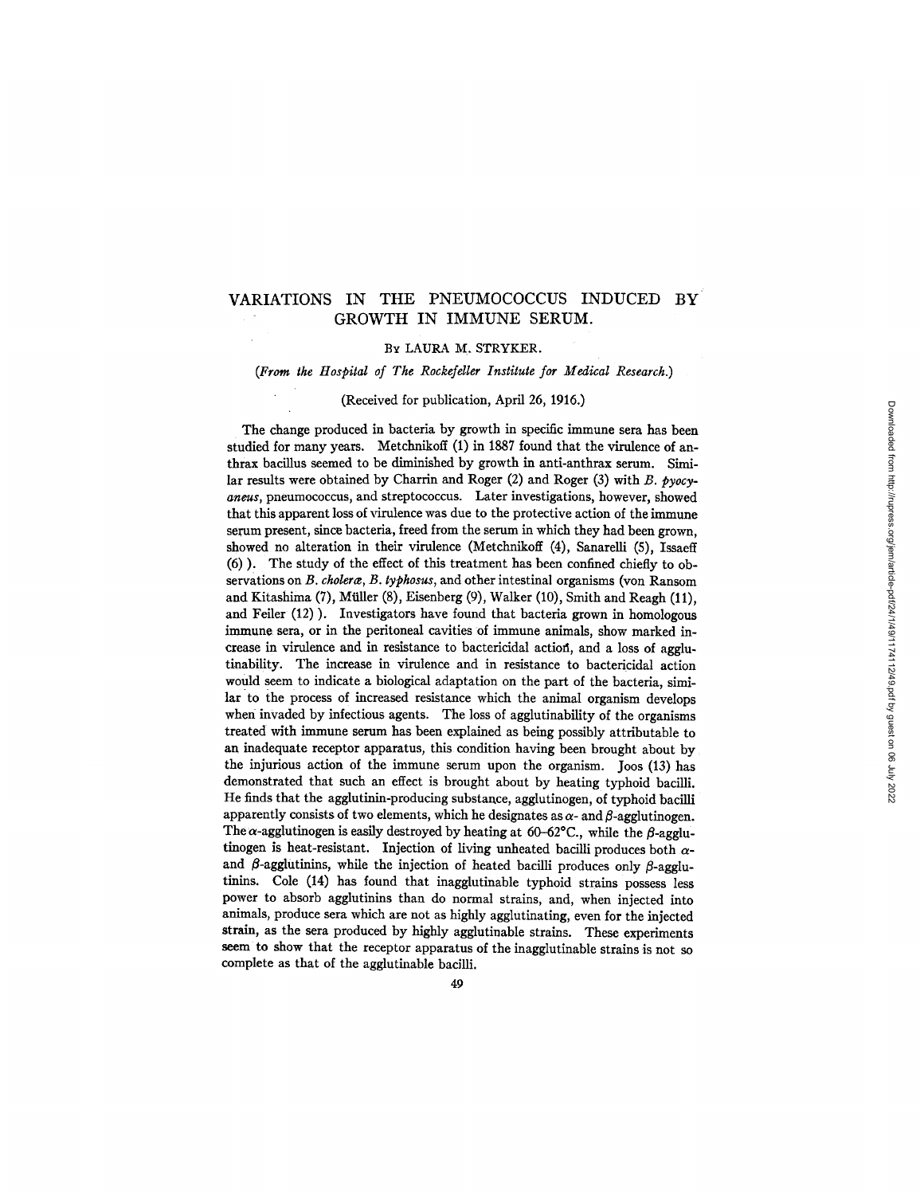# VARIATIONS IN THE PNEUMOCOCCUS INDUCED BY GROWTH IN IMMUNE SERUM.

By LAURA M. STRYKER.

*(From the Hospital of The Rockefeller Institute for Medical Research.)*

(Received for publication, April 26, 1916.)

The change produced in bacteria by growth in specific immune sera has been studied for many years. Metchnikoff (1) in 1887 found that the virulence of anthrax bacillus seemed to be diminished by growth in anti-anthrax serum. Similar results were obtained by Charrin and Roger (2) and Roger (3) with *B. pyocyaneus*, pneumococcus, and streptococcus. Later investigations, however, showed that this apparent loss of virulence was due to the protective action of the immune serum present, since bacteria, freed from the serum in which they had been grown, showed no alteration in their virulence (Metchnikoff (4), Sanarelli (5), Issaeff (6)). The study of the effect of this treatment has been confined chiefly to observations on *B. choleræ*, *B. typhosus*, and other intestinal organisms (von Ransom and Kitashima (7), Müller (8), Eisenberg (9), Walker (10), Smith and Reagh (11), and Feiler (12)). Investigators have found that bacteria grown in homologous immune sera, or in the peritoneal cavities of immune animals, show marked increase in virulence and in resistance to bactericidal action, and a loss of agglutinability. The increase in virulence and in resistance to bactericidal action would seem to indicate a biological adaptation on the part of the bacteria, similar to the process of increased resistance which the animal organism develops when invaded by infectious agents. The loss of agglutinability of the organisms treated with immune serum has been explained as being possibly attributable to an inadequate receptor apparatus, this condition having been brought about by the injurious action of the immune serum upon the organism. Joos (13) has demonstrated that such an effect is brought about by heating typhoid bacilli. He finds that the agglutinin-producing substance, agglutinogen, of typhoid bacilli apparently consists of two elements, which he designates as $\alpha$- and $\beta$-agglutinogen. The $\alpha$-agglutinogen is easily destroyed by heating at 60–62°C., while the $\beta$-agglutinogen is heat-resistant. Injection of living unheated bacilli produces both $\alpha$- and $\beta$-agglutinins, while the injection of heated bacilli produces only $\beta$-agglutinins. Cole (14) has found that inagglutinable typhoid strains possess less power to absorb agglutinins than do normal strains, and, when injected into animals, produce sera which are not as highly agglutinating, even for the injected strain, as the sera produced by highly agglutinable strains. These experiments seem to show that the receptor apparatus of the inagglutinable strains is not so complete as that of the agglutinable bacilli.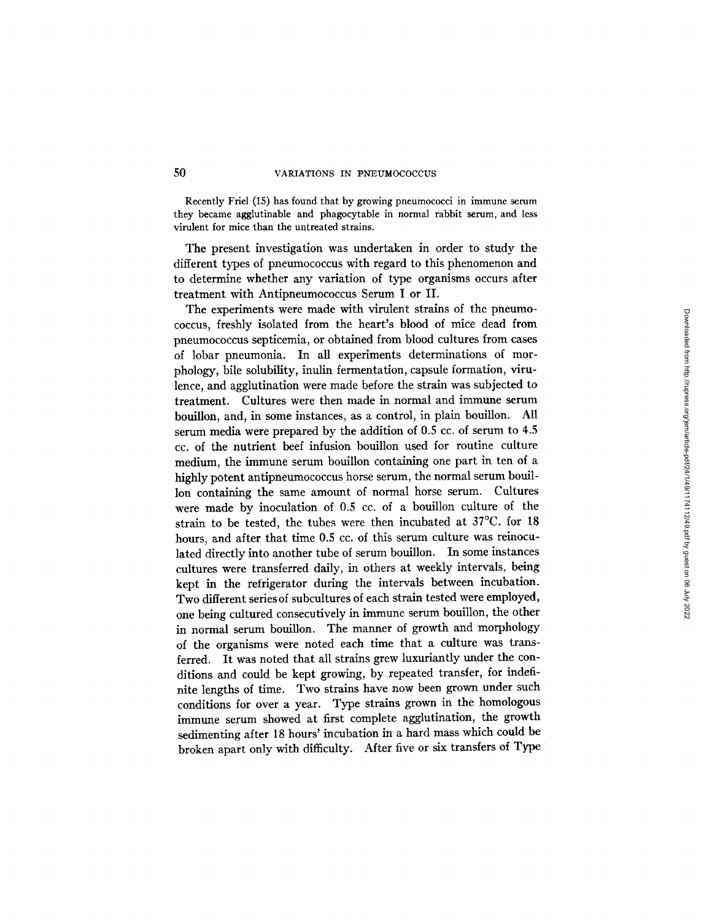Recently Friel (15) has found that by growing pneumococci in immune serum they became agglutinable and phagocytable in normal rabbit serum, and less virulent for mice than the untreated strains.

The present investigation was undertaken in order to study the different types of pneumococcus with regard to this phenomenon and to determine whether any variation of type organisms occurs after treatment with Antipneumococcus Serum I or II.

The experiments were made with virulent strains of the pneumococcus, freshly isolated from the heart's blood of mice dead from pneumococcus septicemia, or obtained from blood cultures from cases of lobar pneumonia. In all experiments determinations of morphology, bile solubility, inulin fermentation, capsule formation, virulence, and agglutination were made before the strain was subjected to treatment. Cultures were then made in normal and immune serum bouillon, and, in some instances, as a control, in plain bouillon. All serum media were prepared by the addition of 0.5 cc. of serum to 4.5 cc. of the nutrient beef infusion bouillon used for routine culture medium, the immune serum bouillon containing one part in ten of a highly potent antipneumococcus horse serum, the normal serum bouillon containing the same amount of normal horse serum. Cultures were made by inoculation of 0.5 cc. of a bouillon culture of the strain to be tested, the tubes were then incubated at 37°C. for 18 hours, and after that time 0.5 cc. of this serum culture was reinoculated directly into another tube of serum bouillon. In some instances cultures were transferred daily, in others at weekly intervals, being kept in the refrigerator during the intervals between incubation. Two different series of subcultures of each strain tested were employed, one being cultured consecutively in immune serum bouillon, the other in normal serum bouillon. The manner of growth and morphology of the organisms were noted each time that a culture was transferred. It was noted that all strains grew luxuriantly under the conditions and could be kept growing, by repeated transfer, for indefinite lengths of time. Two strains have now been grown under such conditions for over a year. Type strains grown in the homologous immune serum showed at first complete agglutination, the growth sedimenting after 18 hours' incubation in a hard mass which could be broken apart only with difficulty. After five or six transfers of Type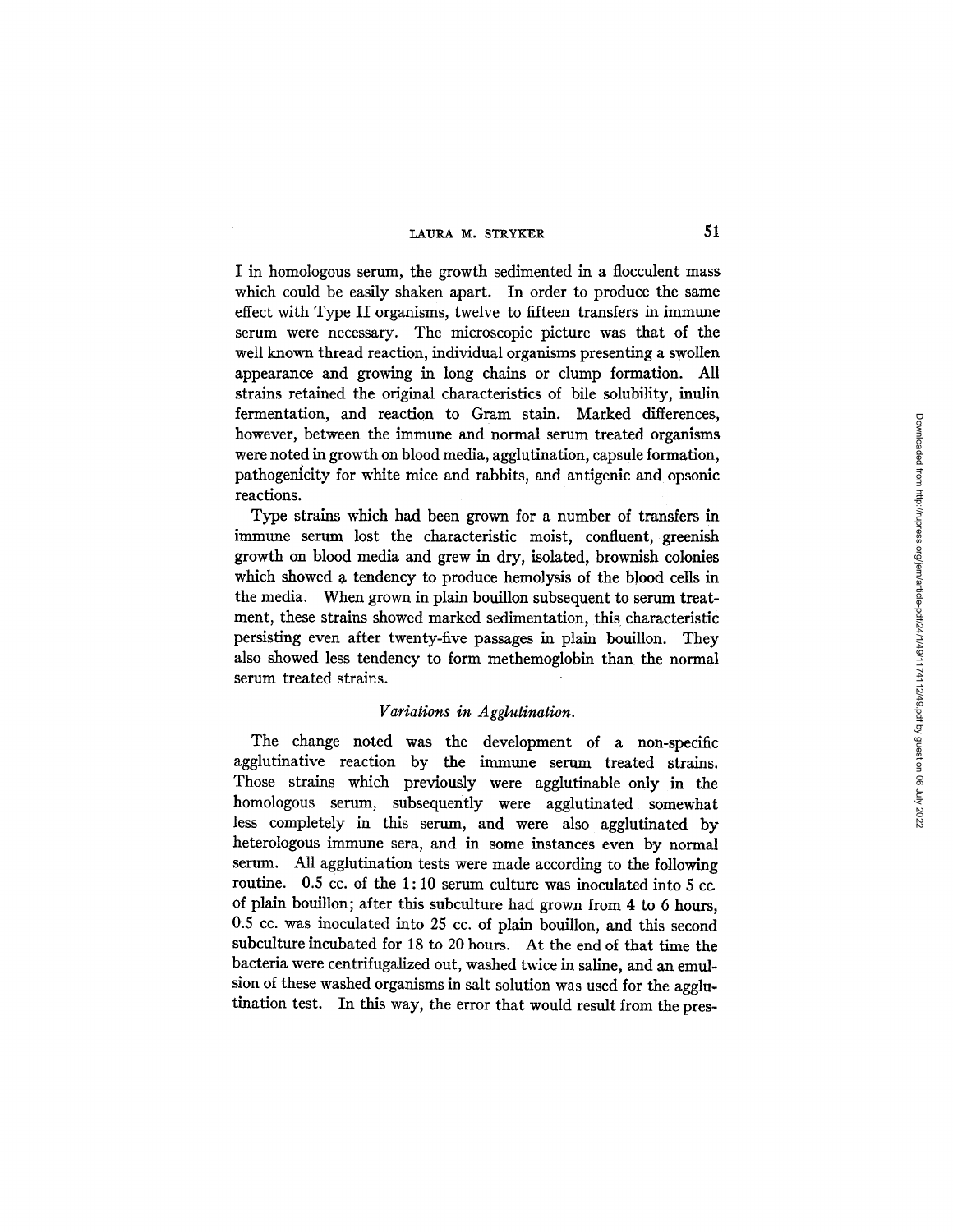I in homologous serum, the growth sedimented in a flocculent mass which could be easily shaken apart. In order to produce the same effect with Type II organisms, twelve to fifteen transfers in immune serum were necessary. The microscopic picture was that of the well known thread reaction, individual organisms presenting a swollen appearance and growing in long chains or clump formation. All strains retained the original characteristics of bile solubility, inulin fermentation, and reaction to Gram stain. Marked differences, however, between the immune and normal serum treated organisms were noted in growth on blood media, agglutination, capsule formation, pathogenicity for white mice and rabbits, and antigenic and opsonic reactions.

Type strains which had been grown for a number of transfers in immune serum lost the characteristic moist, confluent, greenish growth on blood media and grew in dry, isolated, brownish colonies which showed a tendency to produce hemolysis of the blood cells in the media. When grown in plain bouillon subsequent to serum treatment, these strains showed marked sedimentation, this characteristic persisting even after twenty-five passages in plain bouillon. They also showed less tendency to form methemoglobin than the normal serum treated strains.

### *Variations in Agglutination.*

The change noted was the development of a non-specific agglutinative reaction by the immune serum treated strains. Those strains which previously were agglutinable only in the homologous serum, subsequently were agglutinated somewhat less completely in this serum, and were also agglutinated by heterologous immune sera, and in some instances even by normal serum. All agglutination tests were made according to the following routine. 0.5 cc. of the 1:10 serum culture was inoculated into 5 cc. of plain bouillon; after this subculture had grown from 4 to 6 hours, 0.5 cc. was inoculated into 25 cc. of plain bouillon, and this second subculture incubated for 18 to 20 hours. At the end of that time the bacteria were centrifugalized out, washed twice in saline, and an emulsion of these washed organisms in salt solution was used for the agglutination test. In this way, the error that would result from the pres-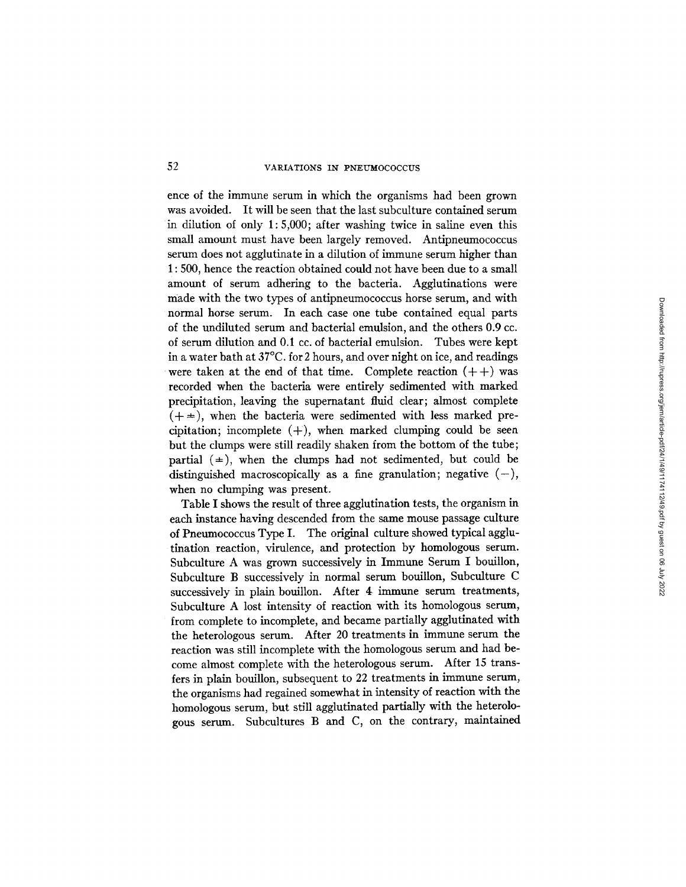ence of the immune serum in which the organisms had been grown was avoided. It will be seen that the last subculture contained serum in dilution of only 1: 5,000; after washing twice in saline even this small amount must have been largely removed. Antipneumococcus serum does not agglutinate in a dilution of immune serum higher than 1: 500, hence the reaction obtained could not have been due to a small amount of serum adhering to the bacteria. Agglutinations were made with the two types of antipneumococcus horse serum, and with normal horse serum. In each case one tube contained equal parts of the undiluted serum and bacterial emulsion, and the others 0.9 cc. of serum dilution and 0.1 cc. of bacterial emulsion. Tubes were kept in a water bath at 37°C. for 2 hours, and over night on ice, and readings were taken at the end of that time. Complete reaction (++) was recorded when the bacteria were entirely sedimented with marked precipitation, leaving the supernatant fluid clear; almost complete (+±), when the bacteria were sedimented with less marked precipitation; incomplete (+), when marked clumping could be seen but the clumps were still readily shaken from the bottom of the tube; partial (±), when the clumps had not sedimented, but could be distinguished macroscopically as a fine granulation; negative (−), when no clumping was present.

Table I shows the result of three agglutination tests, the organism in each instance having descended from the same mouse passage culture of Pneumococcus Type I. The original culture showed typical agglutination reaction, virulence, and protection by homologous serum. Subculture A was grown successively in Immune Serum I bouillon, Subculture B successively in normal serum bouillon, Subculture C successively in plain bouillon. After 4 immune serum treatments, Subculture A lost intensity of reaction with its homologous serum, from complete to incomplete, and became partially agglutinated with the heterologous serum. After 20 treatments in immune serum the reaction was still incomplete with the homologous serum and had become almost complete with the heterologous serum. After 15 transfers in plain bouillon, subsequent to 22 treatments in immune serum, the organisms had regained somewhat in intensity of reaction with the homologous serum, but still agglutinated partially with the heterologous serum. Subcultures B and C, on the contrary, maintained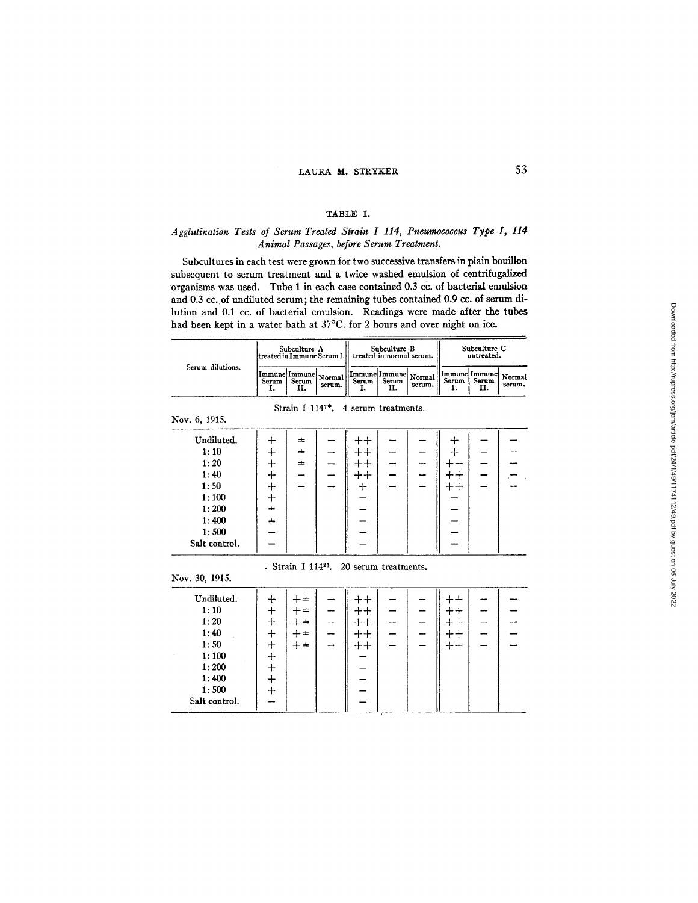### TABLE I.

*Agglutination Tests of Serum Treated Strain I 114, Pneumococcus Type I, 114 Animal Passages, before Serum Treatment.*

Subcultures in each test were grown for two successive transfers in plain bouillon subsequent to serum treatment and a twice washed emulsion of centrifugalized organisms was used. Tube 1 in each case contained 0.3 cc. of bacterial emulsion and 0.3 cc. of undiluted serum; the remaining tubes contained 0.9 cc. of serum dilution and 0.1 cc. of bacterial emulsion. Readings were made after the tubes had been kept in a water bath at 37°C. for 2 hours and over night on ice.

| Serum dilutions. | Subculture A treated in Immune Serum I. | | | Subculture B treated in normal serum. | | | Subculture C untreated. | | |
|---|---|---|---|---|---|---|---|---|---|
| | Immune Serum I. | Immune Serum II. | Normal serum. | Immune Serum I. | Immune Serum II. | Normal serum. | Immune Serum I. | Immune Serum II. | Normal serum. |
| | Strain I 114[7]*. 4 serum treatments. | | | | | | | | |
| Nov. 6, 1915. | | | | | | | | | |
| Undiluted. | + | ± | – | ++ | – | – | + | – | – |
| 1:10 | + | ± | – | ++ | – | – | + | – | – |
| 1:20 | + | ± | – | ++ | – | – | ++ | – | – |
| 1:40 | + | – | – | ++ | – | – | ++ | – | – |
| 1:50 | + | – | – | + | – | – | ++ | – | – |
| 1:100 | + | | | – | | | – | | |
| 1:200 | ± | | | – | | | – | | |
| 1:400 | ± | | | – | | | – | | |
| 1:500 | – | | | – | | | – | | |
| Salt control. | – | | | – | | | – | | |
| | Strain I 114[23]. 20 serum treatments. | | | | | | | | |
| Nov. 30, 1915. | | | | | | | | | |
| Undiluted. | + | +± | – | ++ | – | – | ++ | – | – |
| 1:10 | + | +± | – | ++ | – | – | ++ | – | – |
| 1:20 | + | +± | – | ++ | – | – | ++ | – | – |
| 1:40 | + | +± | – | ++ | – | – | ++ | – | – |
| 1:50 | + | +± | – | ++ | – | – | ++ | – | – |
| 1:100 | + | | | – | | | | | |
| 1:200 | + | | | – | | | | | |
| 1:400 | + | | | – | | | | | |
| 1:500 | + | | | – | | | | | |
| Salt control. | – | | | – | | | | | |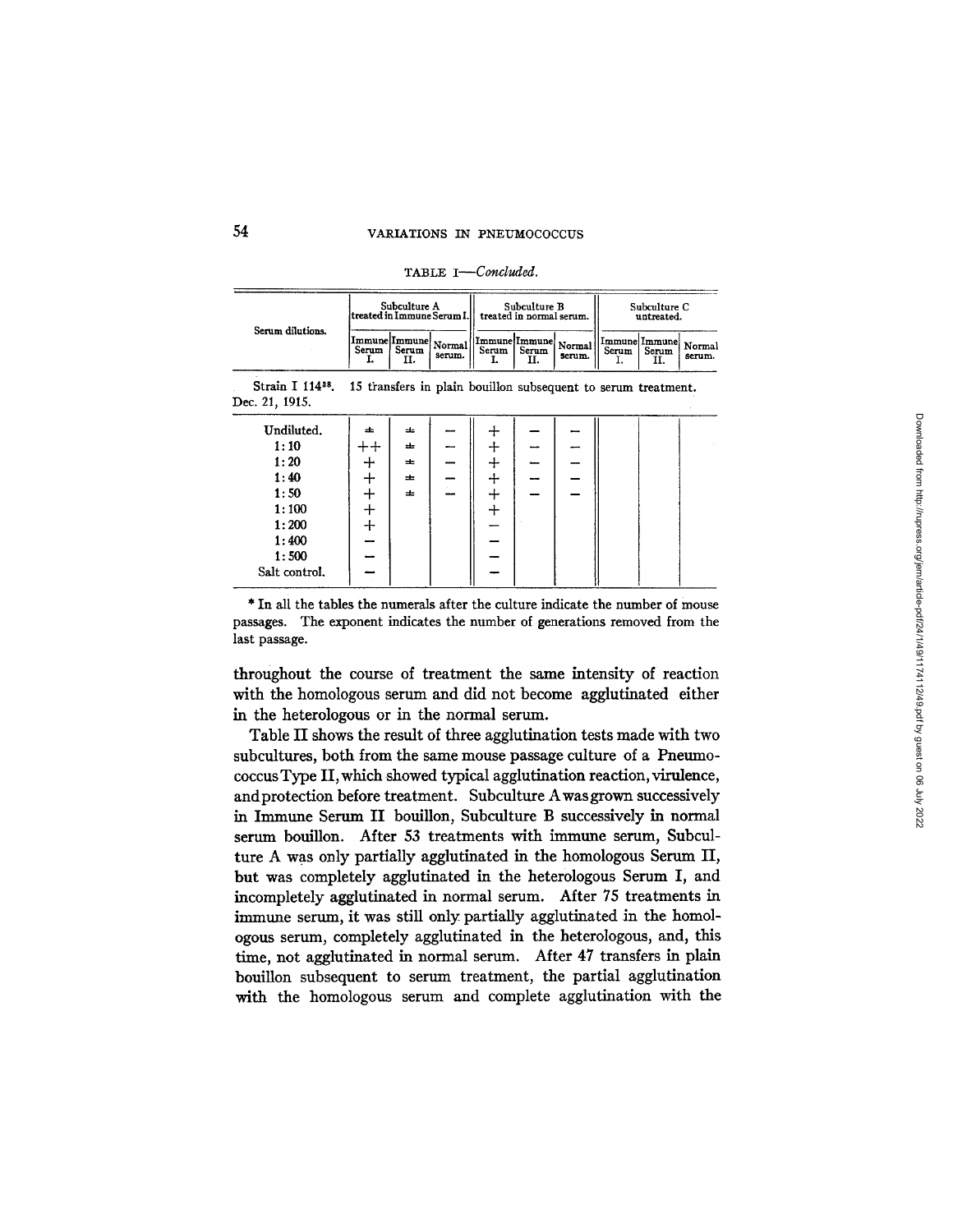TABLE I—*Concluded.*

| Serum dilutions. | Subculture A treated in Immune Serum I. | | | Subculture B treated in normal serum. | | | Subculture C untreated. | | |
|---|---|---|---|---|---|---|---|---|---|
| | Immune Serum I. | Immune Serum II. | Normal serum. | Immune Serum I. | Immune Serum II. | Normal serum. | Immune Serum I. | Immune Serum II. | Normal serum. |
| Strain I 114[38]. Dec. 21, 1915. | 15 transfers in plain bouillon subsequent to serum treatment. | | | | | | | | |
| Undiluted. | ± | ± | – | + | – | – | | | |
| 1:10 | ++ | ± | – | + | – | – | | | |
| 1:20 | + | ± | – | + | – | – | | | |
| 1:40 | + | ± | – | + | – | – | | | |
| 1:50 | + | ± | – | + | – | – | | | |
| 1:100 | + | | | + | | | | | |
| 1:200 | + | | | – | | | | | |
| 1:400 | – | | | – | | | | | |
| 1:500 | – | | | – | | | | | |
| Salt control. | – | | | – | | | | | |

\* In all the tables the numerals after the culture indicate the number of mouse passages. The exponent indicates the number of generations removed from the last passage.

throughout the course of treatment the same intensity of reaction with the homologous serum and did not become agglutinated either in the heterologous or in the normal serum.

Table II shows the result of three agglutination tests made with two subcultures, both from the same mouse passage culture of a Pneumococcus Type II, which showed typical agglutination reaction, virulence, and protection before treatment. Subculture A was grown successively in Immune Serum II bouillon, Subculture B successively in normal serum bouillon. After 53 treatments with immune serum, Subculture A was only partially agglutinated in the homologous Serum II, but was completely agglutinated in the heterologous Serum I, and incompletely agglutinated in normal serum. After 75 treatments in immune serum, it was still only partially agglutinated in the homologous serum, completely agglutinated in the heterologous, and, this time, not agglutinated in normal serum. After 47 transfers in plain bouillon subsequent to serum treatment, the partial agglutination with the homologous serum and complete agglutination with the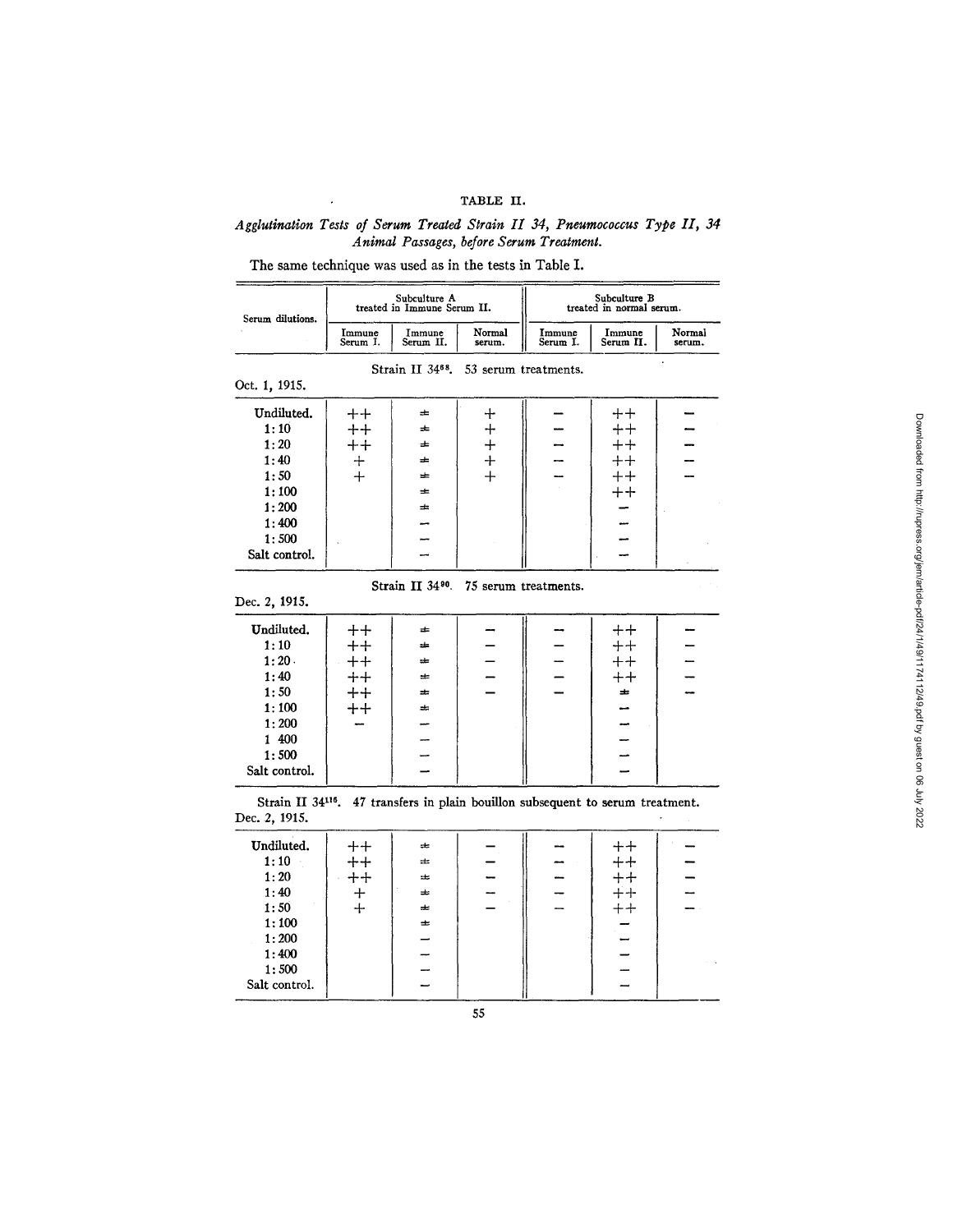# TABLE II.

*Agglutination Tests of Serum Treated Strain II 34, Pneumococcus Type II, 34 Animal Passages, before Serum Treatment.*

The same technique was used as in the tests in Table I.

| Serum dilutions. | Subculture A treated in Immune Serum II. | | | Subculture B treated in normal serum. | | |
|---|---|---|---|---|---|---|
| | Immune Serum I. | Immune Serum II. | Normal serum. | Immune Serum I. | Immune Serum II. | Normal serum. |
| | Strain II 34[58]. 53 serum treatments. | | | | | |
| Oct. 1, 1915. | | | | | | |
| Undiluted. | ++ | ± | + | – | ++ | – |
| 1:10 | ++ | ± | + | – | ++ | – |
| 1:20 | ++ | ± | + | – | ++ | – |
| 1:40 | + | ± | + | – | ++ | – |
| 1:50 | + | ± | + | – | ++ | – |
| 1:100 | | ± | | | ++ | |
| 1:200 | | ± | | | – | |
| 1:400 | | – | | | – | |
| 1:500 | | – | | | – | |
| Salt control. | | – | | | – | |
| | Strain II 34[90]. 75 serum treatments. | | | | | |
| Dec. 2, 1915. | | | | | | |
| Undiluted. | ++ | ± | – | – | ++ | – |
| 1:10 | ++ | ± | – | – | ++ | – |
| 1:20 | ++ | ± | – | – | ++ | – |
| 1:40 | ++ | ± | – | – | ++ | – |
| 1:50 | ++ | ± | – | – | ± | – |
| 1:100 | ++ | ± | | | – | |
| 1:200 | – | – | | | – | |
| 1 400 | | – | | | – | |
| 1:500 | | – | | | – | |
| Salt control. | | – | | | – | |
| | Strain II 34[116]. 47 transfers in plain bouillon subsequent to serum treatment. | | | | | |
| Dec. 2, 1915. | | | | | | |
| Undiluted. | ++ | ± | – | – | ++ | – |
| 1:10 | ++ | ± | – | – | ++ | – |
| 1:20 | ++ | ± | – | – | ++ | – |
| 1:40 | + | ± | – | – | ++ | – |
| 1:50 | + | ± | – | – | ++ | – |
| 1:100 | | ± | | | – | |
| 1:200 | | – | | | – | |
| 1:400 | | – | | | – | |
| 1:500 | | – | | | – | |
| Salt control. | | – | | | – | |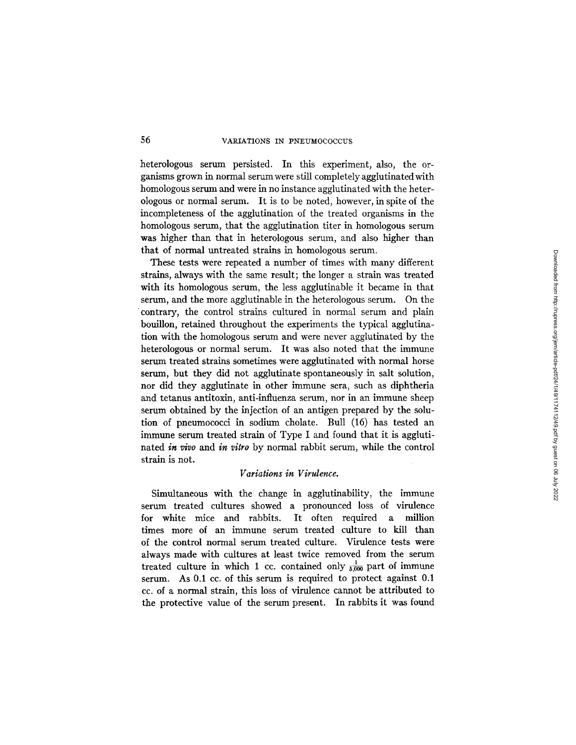heterologous serum persisted. In this experiment, also, the organisms grown in normal serum were still completely agglutinated with homologous serum and were in no instance agglutinated with the heterologous or normal serum. It is to be noted, however, in spite of the incompleteness of the agglutination of the treated organisms in the homologous serum, that the agglutination titer in homologous serum was higher than that in heterologous serum, and also higher than that of normal untreated strains in homologous serum.

These tests were repeated a number of times with many different strains, always with the same result; the longer a strain was treated with its homologous serum, the less agglutinable it became in that serum, and the more agglutinable in the heterologous serum. On the contrary, the control strains cultured in normal serum and plain bouillon, retained throughout the experiments the typical agglutination with the homologous serum and were never agglutinated by the heterologous or normal serum. It was also noted that the immune serum treated strains sometimes were agglutinated with normal horse serum, but they did not agglutinate spontaneously in salt solution, nor did they agglutinate in other immune sera, such as diphtheria and tetanus antitoxin, anti-influenza serum, nor in an immune sheep serum obtained by the injection of an antigen prepared by the solution of pneumococci in sodium cholate. Bull (16) has tested an immune serum treated strain of Type I and found that it is agglutinated *in vivo* and *in vitro* by normal rabbit serum, while the control strain is not.

### *Variations in Virulence.*

Simultaneous with the change in agglutinability, the immune serum treated cultures showed a pronounced loss of virulence for white mice and rabbits. It often required a million times more of an immune serum treated culture to kill than of the control normal serum treated culture. Virulence tests were always made with cultures at least twice removed from the serum treated culture in which 1 cc. contained only $\frac{1}{5,000}$ part of immune serum. As 0.1 cc. of this serum is required to protect against 0.1 cc. of a normal strain, this loss of virulence cannot be attributed to the protective value of the serum present. In rabbits it was found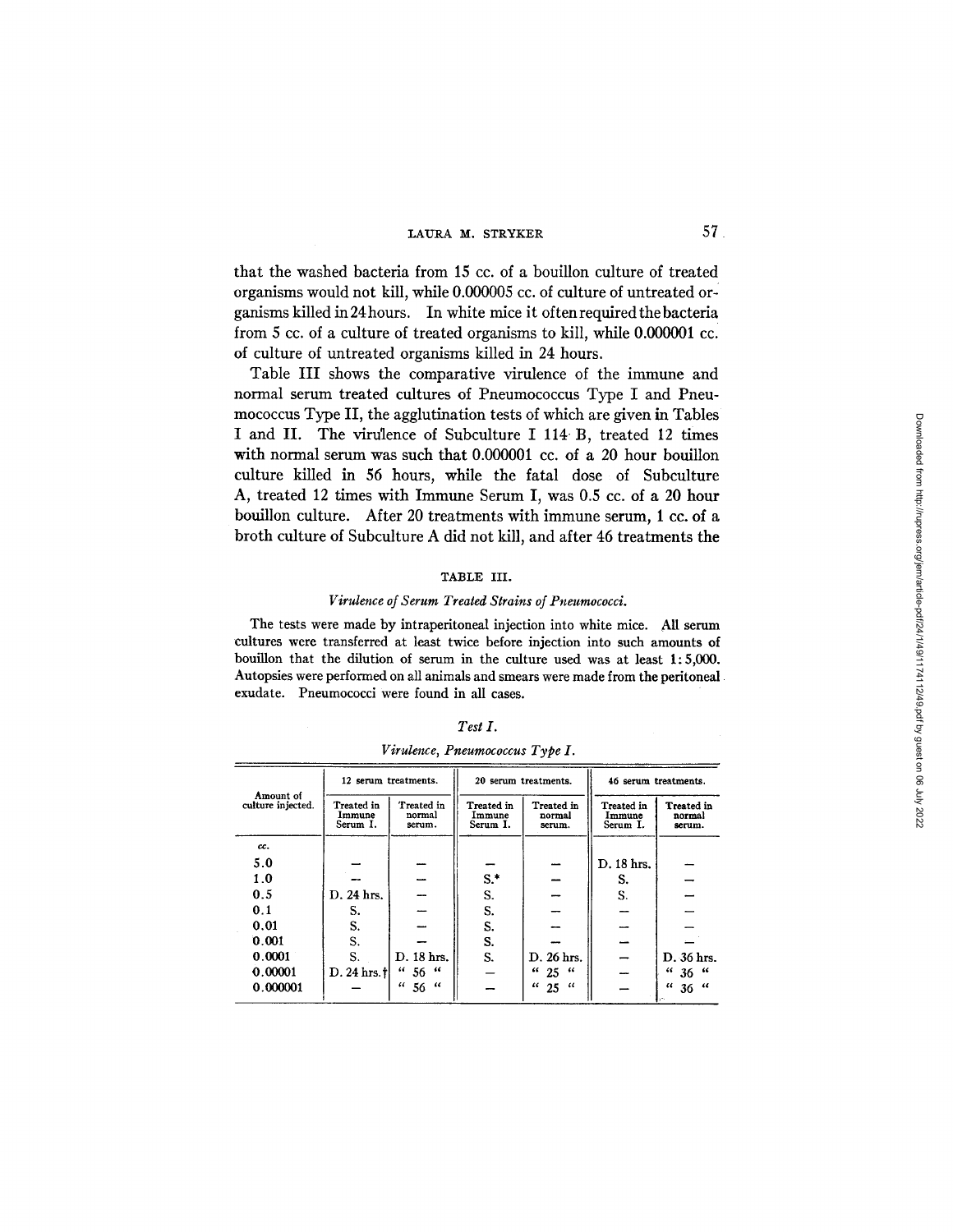that the washed bacteria from 15 cc. of a bouillon culture of treated organisms would not kill, while 0.000005 cc. of culture of untreated organisms killed in 24 hours. In white mice it often required the bacteria from 5 cc. of a culture of treated organisms to kill, while 0.000001 cc. of culture of untreated organisms killed in 24 hours.

Table III shows the comparative virulence of the immune and normal serum treated cultures of Pneumococcus Type I and Pneumococcus Type II, the agglutination tests of which are given in Tables I and II. The virulence of Subculture I 114 B, treated 12 times with normal serum was such that 0.000001 cc. of a 20 hour bouillon culture killed in 56 hours, while the fatal dose of Subculture A, treated 12 times with Immune Serum I, was 0.5 cc. of a 20 hour bouillon culture. After 20 treatments with immune serum, 1 cc. of a broth culture of Subculture A did not kill, and after 46 treatments the

TABLE III.

*Virulence of Serum Treated Strains of Pneumococci.*

The tests were made by intraperitoneal injection into white mice. All serum cultures were transferred at least twice before injection into such amounts of bouillon that the dilution of serum in the culture used was at least 1:5,000. Autopsies were performed on all animals and smears were made from the peritoneal exudate. Pneumococci were found in all cases.

*Test I.*

*Virulence, Pneumococcus Type I.*

| Amount of culture injected. | 12 serum treatments. | | 20 serum treatments. | | 46 serum treatments. | |
|---|---|---|---|---|---|---|
| | Treated in Immune Serum I. | Treated in normal serum. | Treated in Immune Serum I. | Treated in normal serum. | Treated in Immune Serum I. | Treated in normal serum. |
| *cc.* | | | | | | |
| 5.0 | — | — | — | — | D. 18 hrs. | — |
| 1.0 | — | — | S.* | — | S. | — |
| 0.5 | D. 24 hrs. | — | S. | — | S. | — |
| 0.1 | S. | — | S. | — | — | — |
| 0.01 | S. | — | S. | — | — | — |
| 0.001 | S. | — | S. | — | — | — |
| 0.0001 | S. | D. 18 hrs. | S. | D. 26 hrs. | — | D. 36 hrs. |
| 0.00001 | D. 24 hrs.† | " 56 " | — | " 25 " | — | " 36 " |
| 0.000001 | — | " 56 " | — | " 25 " | — | " 36 " |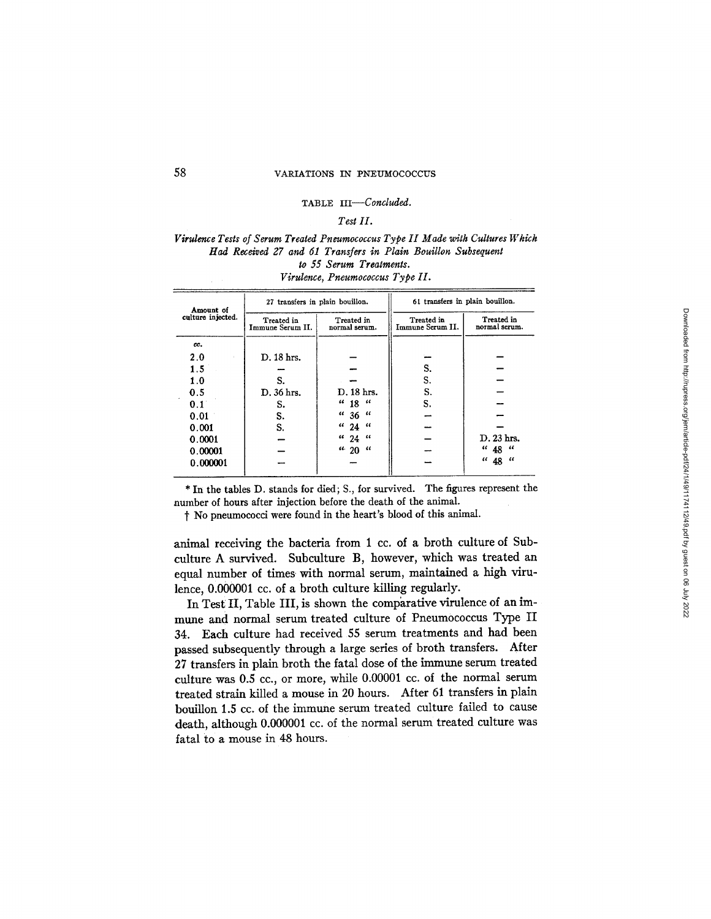TABLE III—*Concluded.*

*Test II.*

*Virulence Tests of Serum Treated Pneumococcus Type II Made with Cultures Which Had Received 27 and 61 Transfers in Plain Bouillon Subsequent to 55 Serum Treatments.*

*Virulence, Pneumococcus Type II.*

| Amount of culture injected. | 27 transfers in plain bouillon. | | 61 transfers in plain bouillon. | |
|---|---|---|---|---|
| | Treated in Immune Serum II. | Treated in normal serum. | Treated in Immune Serum II. | Treated in normal serum. |
| *cc.* | | | | |
| 2.0 | D. 18 hrs. | — | — | — |
| 1.5 | — | — | S. | — |
| 1.0 | S. | — | S. | — |
| 0.5 | D. 36 hrs. | D. 18 hrs. | S. | — |
| 0.1 | S. | " 18 " | S. | — |
| 0.01 | S. | " 36 " | — | — |
| 0.001 | S. | " 24 " | — | — |
| 0.0001 | — | " 24 " | — | D. 23 hrs. |
| 0.00001 | — | " 20 " | — | " 48 " |
| 0.000001 | — | — | — | " 48 " |

\* In the tables D. stands for died; S., for survived. The figures represent the number of hours after injection before the death of the animal.

† No pneumococci were found in the heart's blood of this animal.

animal receiving the bacteria from 1 cc. of a broth culture of Subculture A survived. Subculture B, however, which was treated an equal number of times with normal serum, maintained a high virulence, 0.000001 cc. of a broth culture killing regularly.

In Test II, Table III, is shown the comparative virulence of an immune and normal serum treated culture of Pneumococcus Type II 34. Each culture had received 55 serum treatments and had been passed subsequently through a large series of broth transfers. After 27 transfers in plain broth the fatal dose of the immune serum treated culture was 0.5 cc., or more, while 0.00001 cc. of the normal serum treated strain killed a mouse in 20 hours. After 61 transfers in plain bouillon 1.5 cc. of the immune serum treated culture failed to cause death, although 0.000001 cc. of the normal serum treated culture was fatal to a mouse in 48 hours.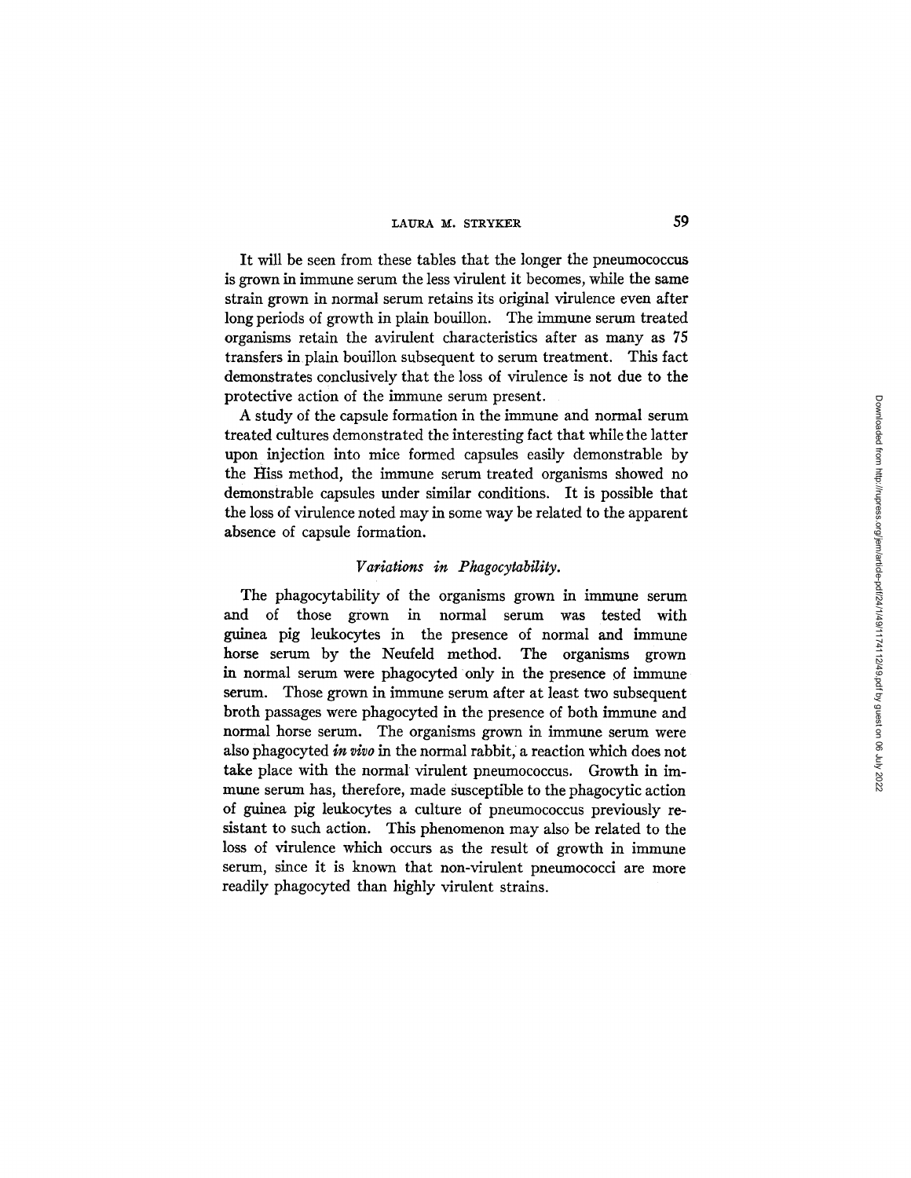It will be seen from these tables that the longer the pneumococcus is grown in immune serum the less virulent it becomes, while the same strain grown in normal serum retains its original virulence even after long periods of growth in plain bouillon. The immune serum treated organisms retain the avirulent characteristics after as many as 75 transfers in plain bouillon subsequent to serum treatment. This fact demonstrates conclusively that the loss of virulence is not due to the protective action of the immune serum present.

A study of the capsule formation in the immune and normal serum treated cultures demonstrated the interesting fact that while the latter upon injection into mice formed capsules easily demonstrable by the Hiss method, the immune serum treated organisms showed no demonstrable capsules under similar conditions. It is possible that the loss of virulence noted may in some way be related to the apparent absence of capsule formation.

### *Variations in Phagocytability.*

The phagocytability of the organisms grown in immune serum and of those grown in normal serum was tested with guinea pig leukocytes in the presence of normal and immune horse serum by the Neufeld method. The organisms grown in normal serum were phagocyted only in the presence of immune serum. Those grown in immune serum after at least two subsequent broth passages were phagocyted in the presence of both immune and normal horse serum. The organisms grown in immune serum were also phagocyted *in vivo* in the normal rabbit, a reaction which does not take place with the normal virulent pneumococcus. Growth in immune serum has, therefore, made susceptible to the phagocytic action of guinea pig leukocytes a culture of pneumococcus previously resistant to such action. This phenomenon may also be related to the loss of virulence which occurs as the result of growth in immune serum, since it is known that non-virulent pneumococci are more readily phagocyted than highly virulent strains.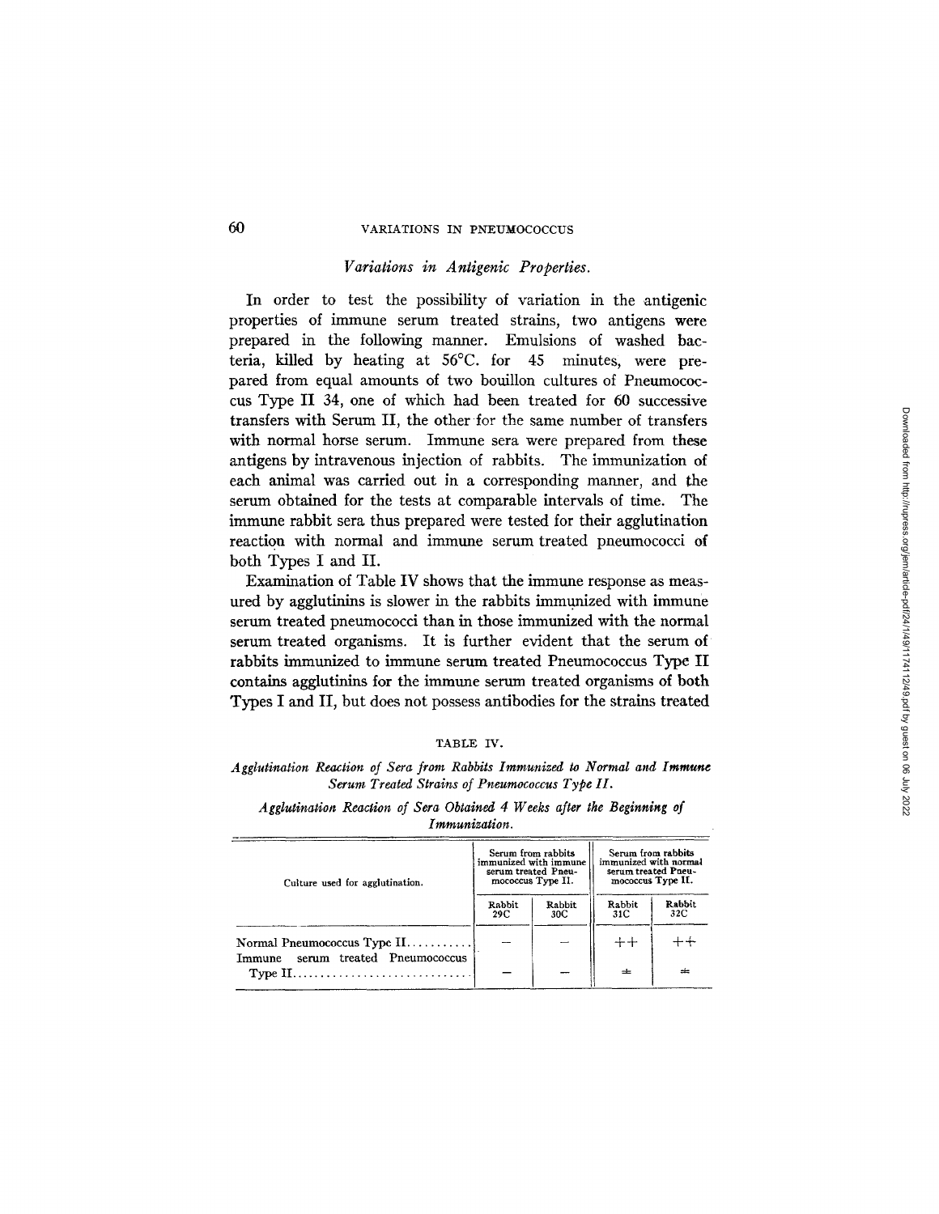### *Variations in Antigenic Properties.*

In order to test the possibility of variation in the antigenic properties of immune serum treated strains, two antigens were prepared in the following manner. Emulsions of washed bacteria, killed by heating at 56°C. for 45 minutes, were prepared from equal amounts of two bouillon cultures of Pneumococcus Type II 34, one of which had been treated for 60 successive transfers with Serum II, the other for the same number of transfers with normal horse serum. Immune sera were prepared from these antigens by intravenous injection of rabbits. The immunization of each animal was carried out in a corresponding manner, and the serum obtained for the tests at comparable intervals of time. The immune rabbit sera thus prepared were tested for their agglutination reaction with normal and immune serum treated pneumococci of both Types I and II.

Examination of Table IV shows that the immune response as measured by agglutinins is slower in the rabbits immunized with immune serum treated pneumococci than in those immunized with the normal serum treated organisms. It is further evident that the serum of rabbits immunized to immune serum treated Pneumococcus Type II contains agglutinins for the immune serum treated organisms of both Types I and II, but does not possess antibodies for the strains treated

TABLE IV.

*Agglutination Reaction of Sera from Rabbits Immunized to Normal and Immune Serum Treated Strains of Pneumococcus Type II.*

*Agglutination Reaction of Sera Obtained 4 Weeks after the Beginning of Immunization.*

| Culture used for agglutination. | Serum from rabbits immunized with immune serum treated Pneumococcus Type II. | | Serum from rabbits immunized with normal serum treated Pneumococcus Type II. | |
|---|---|---|---|---|
| | Rabbit 29C | Rabbit 30C | Rabbit 31C | Rabbit 32C |
| Normal Pneumococcus Type II | – | – | ++ | ++ |
| Immune serum treated Pneumococcus Type II | – | – | ± | ± |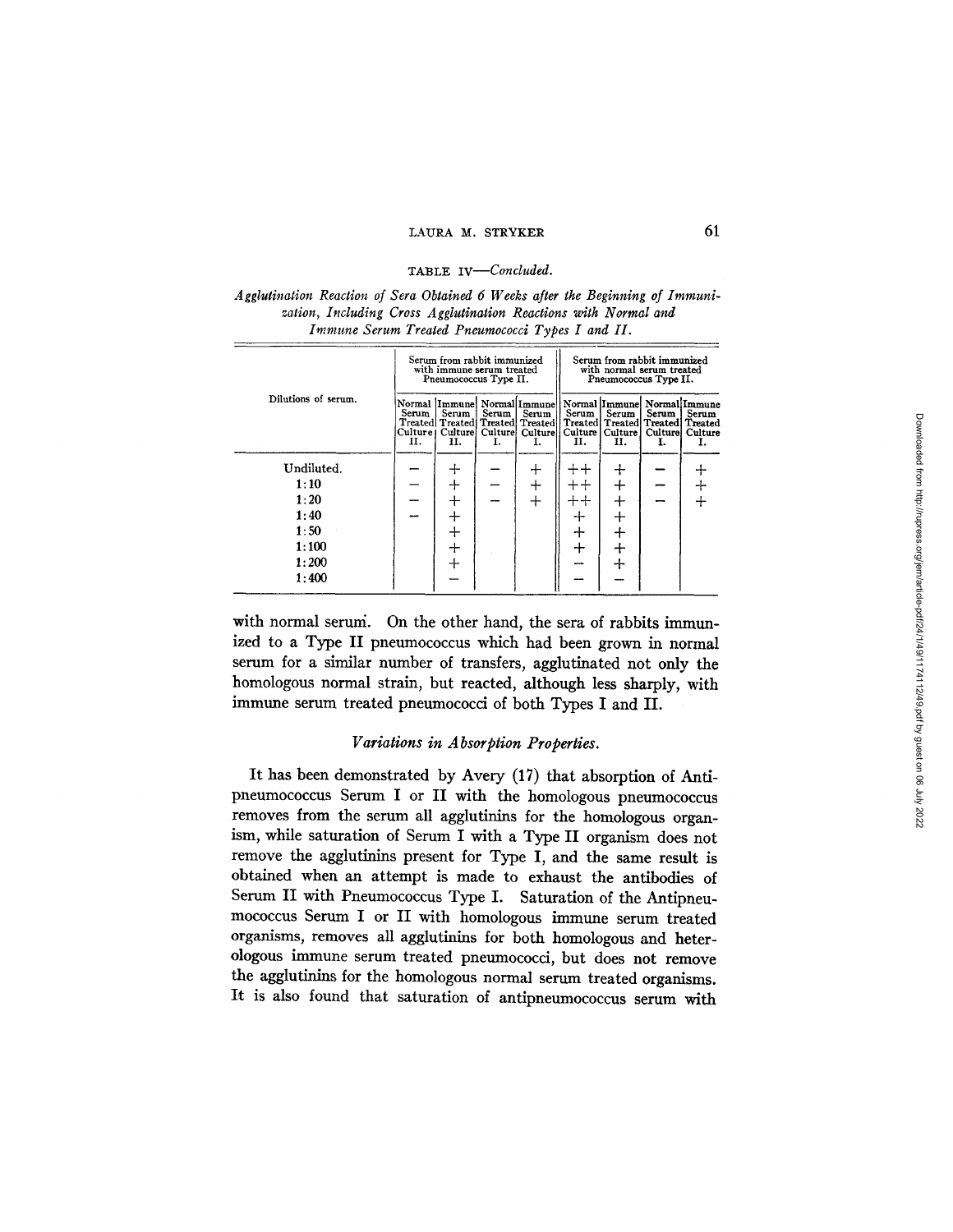TABLE IV—*Concluded.*

*Agglutination Reaction of Sera Obtained 6 Weeks after the Beginning of Immunization, Including Cross Agglutination Reactions with Normal and Immune Serum Treated Pneumococci Types I and II.*

| Dilutions of serum. | Serum from rabbit immunized with immune serum treated Pneumococcus Type II. | | | | Serum from rabbit immunized with normal serum treated Pneumococcus Type II. | | | |
|---|---|---|---|---|---|---|---|---|
| | Normal Serum Treated Culture II. | Immune Serum Treated Culture II. | Normal Serum Treated Culture I. | Immune Serum Treated Culture I. | Normal Serum Treated Culture II. | Immune Serum Treated Culture II. | Normal Serum Treated Culture I. | Immune Serum Treated Culture I. |
| Undiluted. | – | + | – | + | ++ | + | – | + |
| 1:10 | – | + | – | + | ++ | + | – | + |
| 1:20 | – | + | – | + | ++ | + | – | + |
| 1:40 | – | + | | | + | + | | |
| 1:50 | | + | | | + | + | | |
| 1:100 | | + | | | + | + | | |
| 1:200 | | + | | | – | + | | |
| 1:400 | | – | | | – | – | | |

with normal serum. On the other hand, the sera of rabbits immunized to a Type II pneumococcus which had been grown in normal serum for a similar number of transfers, agglutinated not only the homologous normal strain, but reacted, although less sharply, with immune serum treated pneumococci of both Types I and II.

### *Variations in Absorption Properties.*

It has been demonstrated by Avery (17) that absorption of Antipneumococcus Serum I or II with the homologous pneumococcus removes from the serum all agglutinins for the homologous organism, while saturation of Serum I with a Type II organism does not remove the agglutinins present for Type I, and the same result is obtained when an attempt is made to exhaust the antibodies of Serum II with Pneumococcus Type I. Saturation of the Antipneumococcus Serum I or II with homologous immune serum treated organisms, removes all agglutinins for both homologous and heterologous immune serum treated pneumococci, but does not remove the agglutinins for the homologous normal serum treated organisms. It is also found that saturation of antipneumococcus serum with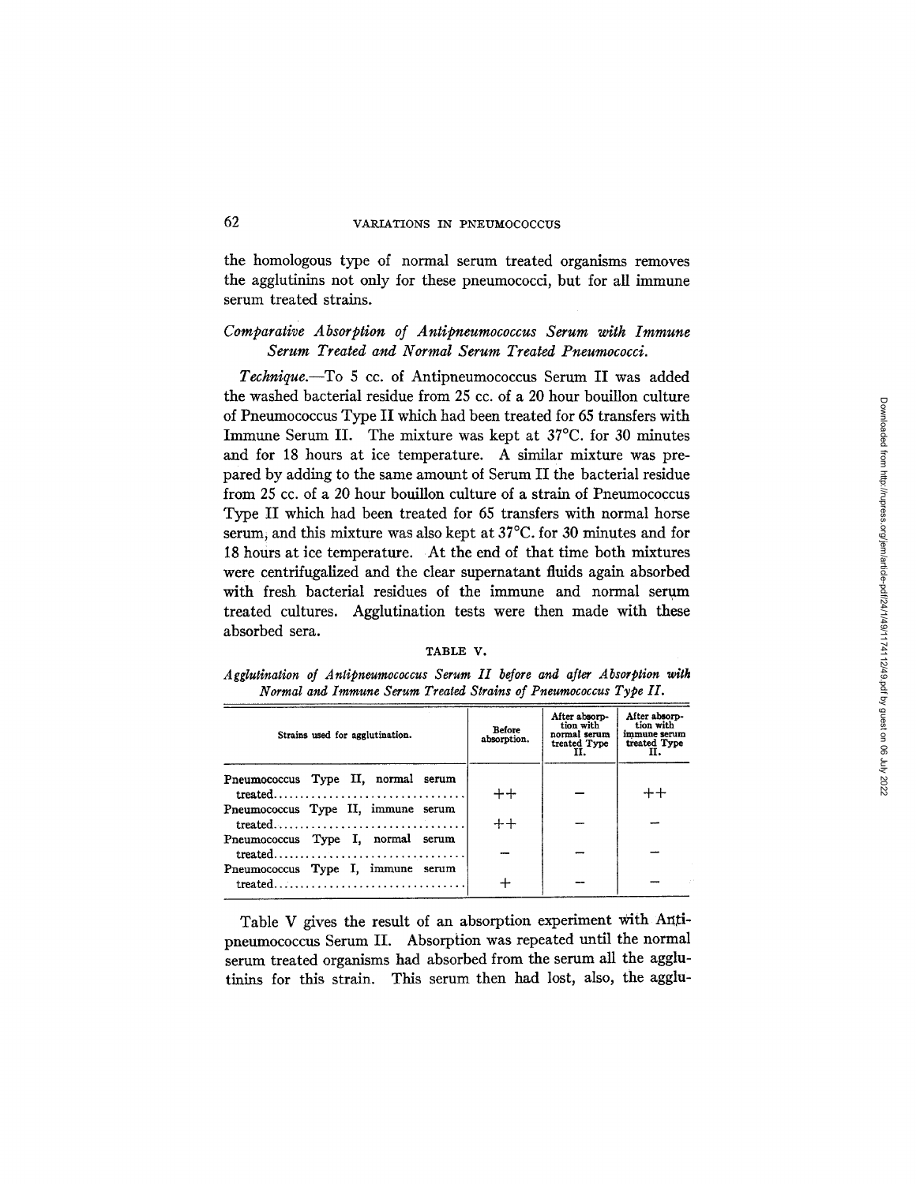the homologous type of normal serum treated organisms removes the agglutinins not only for these pneumococci, but for all immune serum treated strains.

### *Comparative Absorption of Antipneumococcus Serum with Immune Serum Treated and Normal Serum Treated Pneumococci.*

*Technique.*—To 5 cc. of Antipneumococcus Serum II was added the washed bacterial residue from 25 cc. of a 20 hour bouillon culture of Pneumococcus Type II which had been treated for 65 transfers with Immune Serum II. The mixture was kept at 37°C. for 30 minutes and for 18 hours at ice temperature. A similar mixture was prepared by adding to the same amount of Serum II the bacterial residue from 25 cc. of a 20 hour bouillon culture of a strain of Pneumococcus Type II which had been treated for 65 transfers with normal horse serum, and this mixture was also kept at 37°C. for 30 minutes and for 18 hours at ice temperature. At the end of that time both mixtures were centrifugalized and the clear supernatant fluids again absorbed with fresh bacterial residues of the immune and normal serum treated cultures. Agglutination tests were then made with these absorbed sera.

TABLE V.

*Agglutination of Antipneumococcus Serum II before and after Absorption with Normal and Immune Serum Treated Strains of Pneumococcus Type II.*

| Strains used for agglutination. | Before absorption. | After absorption with normal serum treated Type II. | After absorption with immune serum treated Type II. |
|---|---|---|---|
| Pneumococcus Type II, normal serum treated | ++ | – | ++ |
| Pneumococcus Type II, immune serum treated | ++ | – | – |
| Pneumococcus Type I, normal serum treated | – | – | – |
| Pneumococcus Type I, immune serum treated | + | – | – |

Table V gives the result of an absorption experiment with Antipneumococcus Serum II. Absorption was repeated until the normal serum treated organisms had absorbed from the serum all the agglutinins for this strain. This serum then had lost, also, the agglu-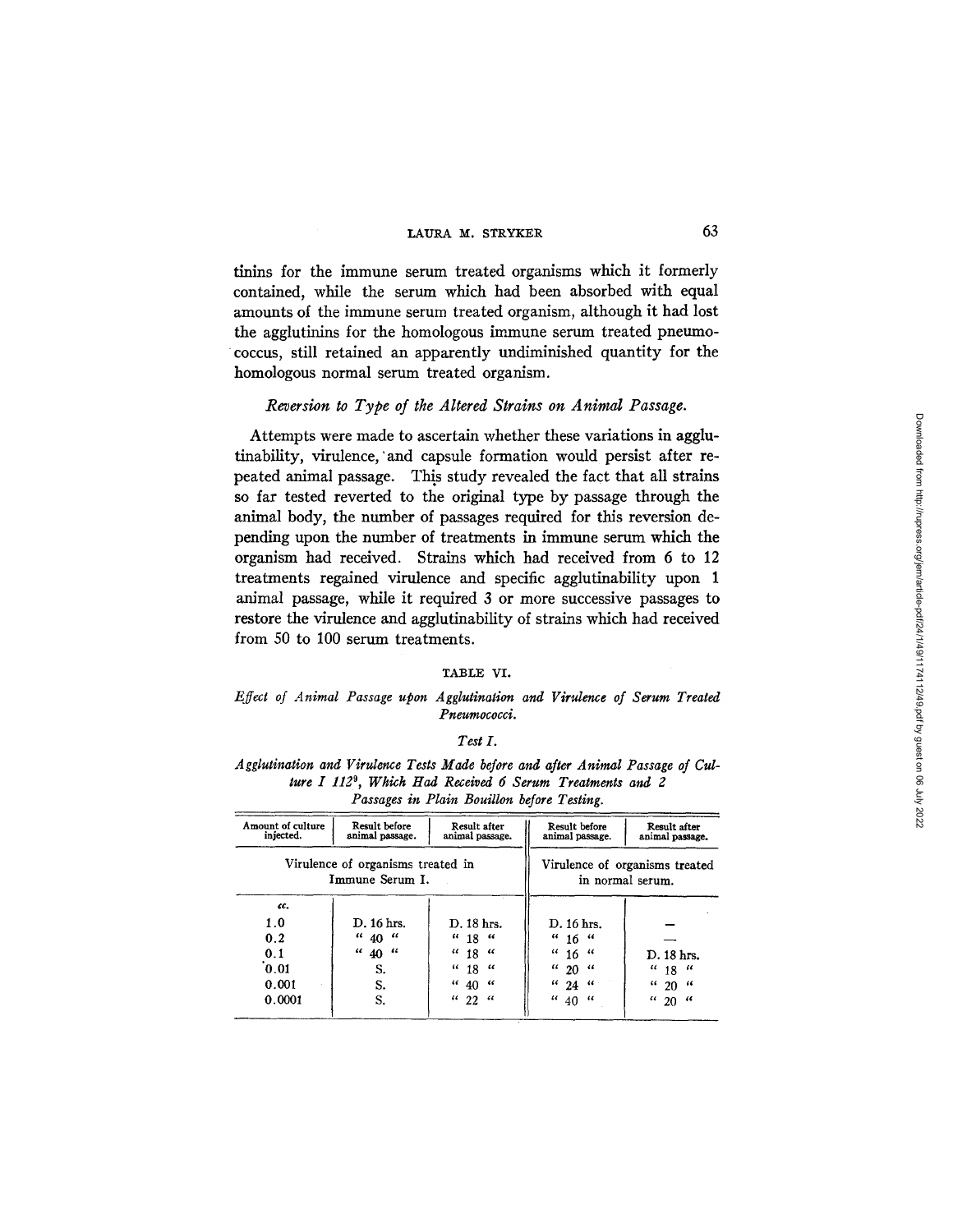tinins for the immune serum treated organisms which it formerly contained, while the serum which had been absorbed with equal amounts of the immune serum treated organism, although it had lost the agglutinins for the homologous immune serum treated pneumococcus, still retained an apparently undiminished quantity for the homologous normal serum treated organism.

### *Reversion to Type of the Altered Strains on Animal Passage.*

Attempts were made to ascertain whether these variations in agglutinability, virulence, and capsule formation would persist after repeated animal passage. This study revealed the fact that all strains so far tested reverted to the original type by passage through the animal body, the number of passages required for this reversion depending upon the number of treatments in immune serum which the organism had received. Strains which had received from 6 to 12 treatments regained virulence and specific agglutinability upon 1 animal passage, while it required 3 or more successive passages to restore the virulence and agglutinability of strains which had received from 50 to 100 serum treatments.

TABLE VI.

*Effect of Animal Passage upon Agglutination and Virulence of Serum Treated Pneumococci.*

*Test I.*

*Agglutination and Virulence Tests Made before and after Animal Passage of Culture I 112[9], Which Had Received 6 Serum Treatments and 2 Passages in Plain Bouillon before Testing.*

| Amount of culture injected. | Result before animal passage. | Result after animal passage. | Result before animal passage. | Result after animal passage. |
|---|---|---|---|---|
| | Virulence of organisms treated in Immune Serum I. | | Virulence of organisms treated in normal serum. | |
| *cc.* | | | | |
| 1.0 | D. 16 hrs. | D. 18 hrs. | D. 16 hrs. | — |
| 0.2 | " 40 " | " 18 " | " 16 " | — |
| 0.1 | " 40 " | " 18 " | " 16 " | D. 18 hrs. |
| 0.01 | S. | " 18 " | " 20 " | " 18 " |
| 0.001 | S. | " 40 " | " 24 " | " 20 " |
| 0.0001 | S. | " 22 " | " 40 " | " 20 " |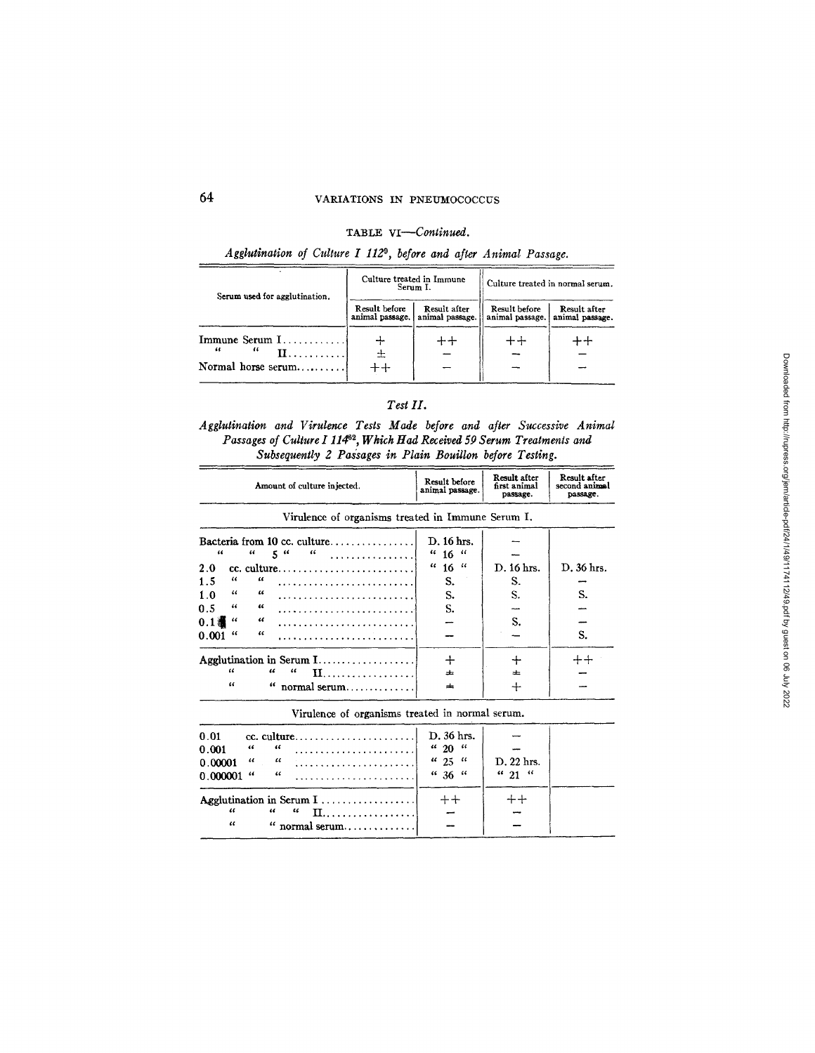TABLE VI—*Continued.*

*Agglutination of Culture I 112⁹, before and after Animal Passage.*

| Serum used for agglutination. | Culture treated in Immune Serum I. | | Culture treated in normal serum. | |
|---|---|---|---|---|
| | Result before animal passage. | Result after animal passage. | Result before animal passage. | Result after animal passage. |
| Immune Serum I | + | ++ | ++ | ++ |
| " " II | ± | – | – | – |
| Normal horse serum | ++ | – | – | – |

*Test II.*

*Agglutination and Virulence Tests Made before and after Successive Animal Passages of Culture I 114⁶², Which Had Received 59 Serum Treatments and Subsequently 2 Passages in Plain Bouillon before Testing.*

| Amount of culture injected. | Result before animal passage. | Result after first animal passage. | Result after second animal passage. |
|---|---|---|---|
| Virulence of organisms treated in Immune Serum I. | | | |
| Bacteria from 10 cc. culture | D. 16 hrs. | – | |
| " " 5 " " | " 16 " | – | |
| 2.0 cc. culture | " 16 " | D. 16 hrs. | D. 36 hrs. |
| 1.5 " " | S. | S. | – |
| 1.0 " " | S. | S. | S. |
| 0.5 " " | S. | – | – |
| 0.1 " " | – | S. | – |
| 0.001 " " | – | – | S. |
| Agglutination in Serum I | + | + | ++ |
| " " " II | ± | ± | – |
| " " normal serum | ± | + | – |
| Virulence of organisms treated in normal serum. | | | |
| 0.01 cc. culture | D. 36 hrs. | – | |
| 0.001 " " | " 20 " | – | |
| 0.00001 " " | " 25 " | D. 22 hrs. | |
| 0.000001 " " | " 36 " | " 21 " | |
| Agglutination in Serum I | ++ | ++ | |
| " " " II | – | – | |
| " " normal serum | – | – | |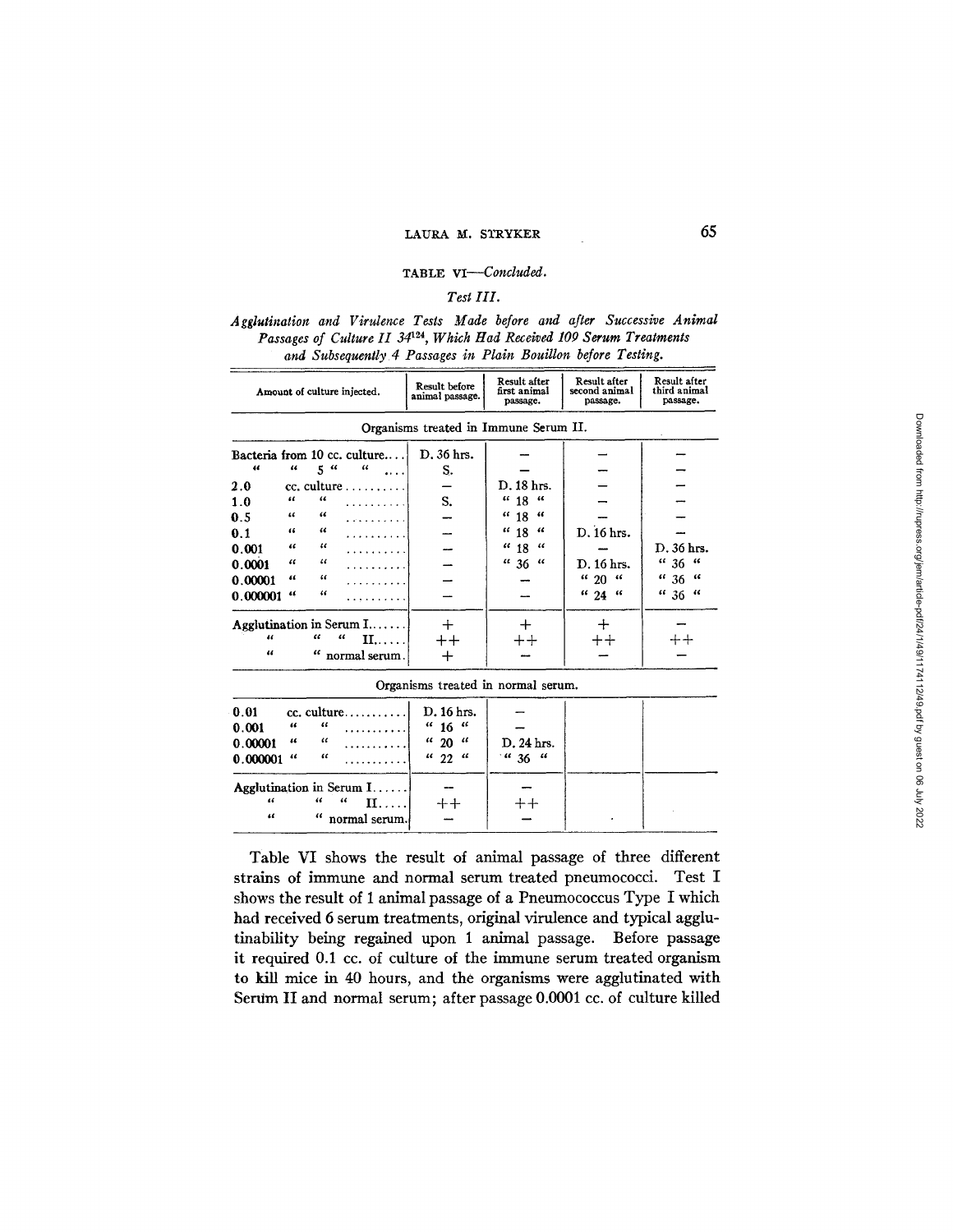TABLE VI—*Concluded.*

*Test III.*

*Agglutination and Virulence Tests Made before and after Successive Animal Passages of Culture II 34[124], Which Had Received 109 Serum Treatments and Subsequently 4 Passages in Plain Bouillon before Testing.*

| Amount of culture injected. | Result before animal passage. | Result after first animal passage. | Result after second animal passage. | Result after third animal passage. |
|---|---|---|---|---|
| Organisms treated in Immune Serum II. | | | | |
| Bacteria from 10 cc. culture.... | D. 36 hrs. | — | — | — |
| " " 5 " " .... | S. | — | — | — |
| 2.0 cc. culture.......... | — | D. 18 hrs. | — | — |
| 1.0 " " .......... | S. | " 18 " | — | — |
| 0.5 " " .......... | — | " 18 " | — | — |
| 0.1 " " .......... | — | " 18 " | D. 16 hrs. | — |
| 0.001 " " .......... | — | " 18 " | — | D. 36 hrs. |
| 0.0001 " " .......... | — | " 36 " | D. 16 hrs. | " 36 " |
| 0.00001 " " .......... | — | — | " 20 " | " 36 " |
| 0.000001 " " .......... | — | — | " 24 " | " 36 " |
| Agglutination in Serum I....... | + | + | + | — |
| " " " II...... | ++ | ++ | ++ | ++ |
| " " normal serum. | + | — | — | — |
| Organisms treated in normal serum. | | | | |
| 0.01 cc. culture........... | D. 16 hrs. | — | | |
| 0.001 " " ........... | " 16 " | — | | |
| 0.00001 " " ........... | " 20 " | D. 24 hrs. | | |
| 0.000001 " " ........... | " 22 " | " 36 " | | |
| Agglutination in Serum I...... | — | — | | |
| " " " II..... | ++ | ++ | | |
| " " normal serum. | — | — | | |

Table VI shows the result of animal passage of three different strains of immune and normal serum treated pneumococci. Test I shows the result of 1 animal passage of a Pneumococcus Type I which had received 6 serum treatments, original virulence and typical agglutinability being regained upon 1 animal passage. Before passage it required 0.1 cc. of culture of the immune serum treated organism to kill mice in 40 hours, and the organisms were agglutinated with Serum II and normal serum; after passage 0.0001 cc. of culture killed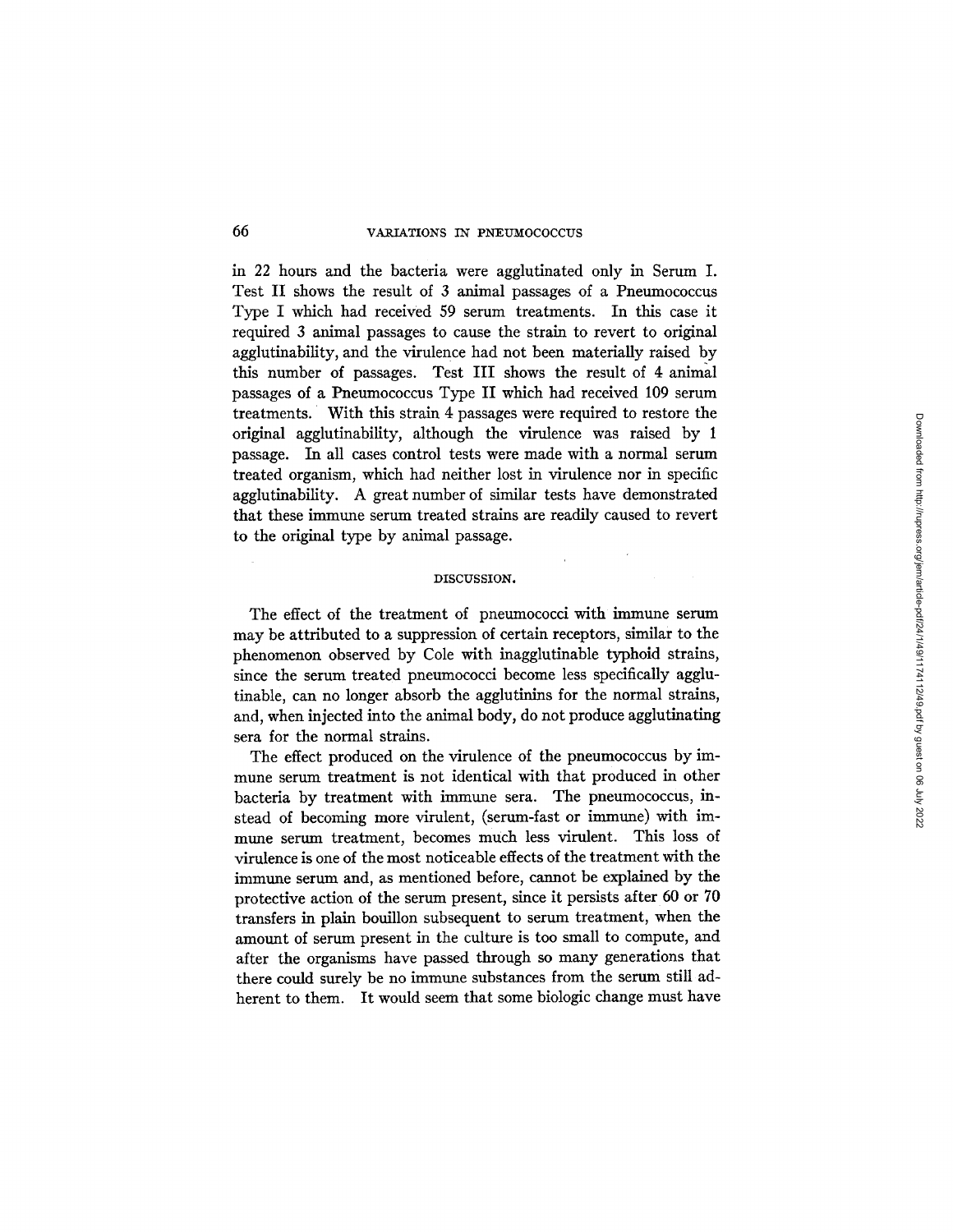in 22 hours and the bacteria were agglutinated only in Serum I. Test II shows the result of 3 animal passages of a Pneumococcus Type I which had received 59 serum treatments. In this case it required 3 animal passages to cause the strain to revert to original agglutinability, and the virulence had not been materially raised by this number of passages. Test III shows the result of 4 animal passages of a Pneumococcus Type II which had received 109 serum treatments. With this strain 4 passages were required to restore the original agglutinability, although the virulence was raised by 1 passage. In all cases control tests were made with a normal serum treated organism, which had neither lost in virulence nor in specific agglutinability. A great number of similar tests have demonstrated that these immune serum treated strains are readily caused to revert to the original type by animal passage.

## DISCUSSION.

The effect of the treatment of pneumococci with immune serum may be attributed to a suppression of certain receptors, similar to the phenomenon observed by Cole with inagglutinable typhoid strains, since the serum treated pneumococci become less specifically agglutinable, can no longer absorb the agglutinins for the normal strains, and, when injected into the animal body, do not produce agglutinating sera for the normal strains.

The effect produced on the virulence of the pneumococcus by immune serum treatment is not identical with that produced in other bacteria by treatment with immune sera. The pneumococcus, instead of becoming more virulent, (serum-fast or immune) with immune serum treatment, becomes much less virulent. This loss of virulence is one of the most noticeable effects of the treatment with the immune serum and, as mentioned before, cannot be explained by the protective action of the serum present, since it persists after 60 or 70 transfers in plain bouillon subsequent to serum treatment, when the amount of serum present in the culture is too small to compute, and after the organisms have passed through so many generations that there could surely be no immune substances from the serum still adherent to them. It would seem that some biologic change must have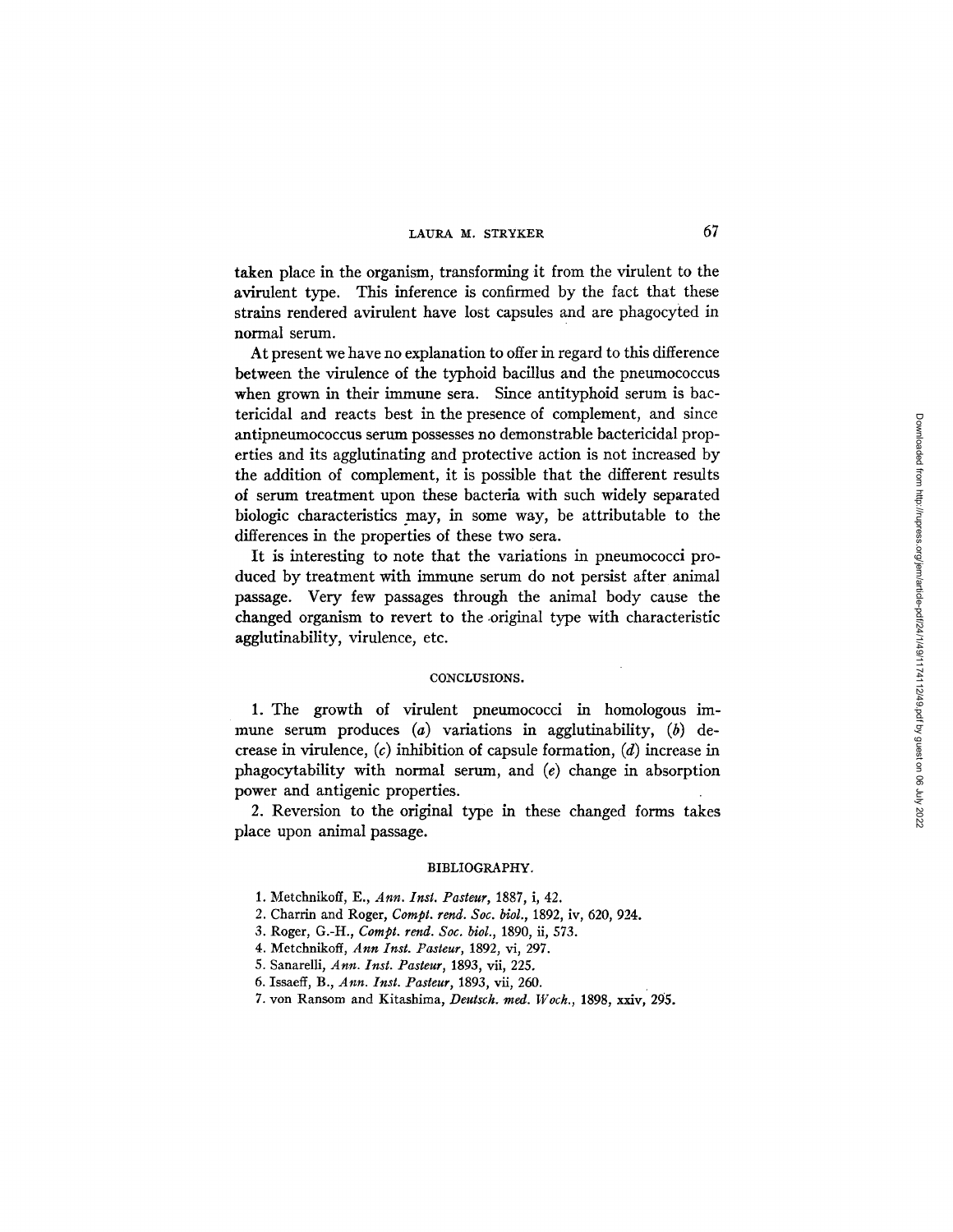taken place in the organism, transforming it from the virulent to the avirulent type. This inference is confirmed by the fact that these strains rendered avirulent have lost capsules and are phagocyted in normal serum.

At present we have no explanation to offer in regard to this difference between the virulence of the typhoid bacillus and the pneumococcus when grown in their immune sera. Since antityphoid serum is bactericidal and reacts best in the presence of complement, and since antipneumococcus serum possesses no demonstrable bactericidal properties and its agglutinating and protective action is not increased by the addition of complement, it is possible that the different results of serum treatment upon these bacteria with such widely separated biologic characteristics may, in some way, be attributable to the differences in the properties of these two sera.

It is interesting to note that the variations in pneumococci produced by treatment with immune serum do not persist after animal passage. Very few passages through the animal body cause the changed organism to revert to the original type with characteristic agglutinability, virulence, etc.

## CONCLUSIONS.

1. The growth of virulent pneumococci in homologous immune serum produces (*a*) variations in agglutinability, (*b*) decrease in virulence, (*c*) inhibition of capsule formation, (*d*) increase in phagocytability with normal serum, and (*e*) change in absorption power and antigenic properties.

2. Reversion to the original type in these changed forms takes place upon animal passage.

## BIBLIOGRAPHY.

1. Metchnikoff, E., *Ann. Inst. Pasteur*, 1887, i, 42.
2. Charrin and Roger, *Compt. rend. Soc. biol.*, 1892, iv, 620, 924.
3. Roger, G.-H., *Compt. rend. Soc. biol.*, 1890, ii, 573.
4. Metchnikoff, *Ann Inst. Pasteur*, 1892, vi, 297.
5. Sanarelli, *Ann. Inst. Pasteur*, 1893, vii, 225.
6. Issaeff, B., *Ann. Inst. Pasteur*, 1893, vii, 260.
7. von Ransom and Kitashima, *Deutsch. med. Woch.*, 1898, xxiv, 295.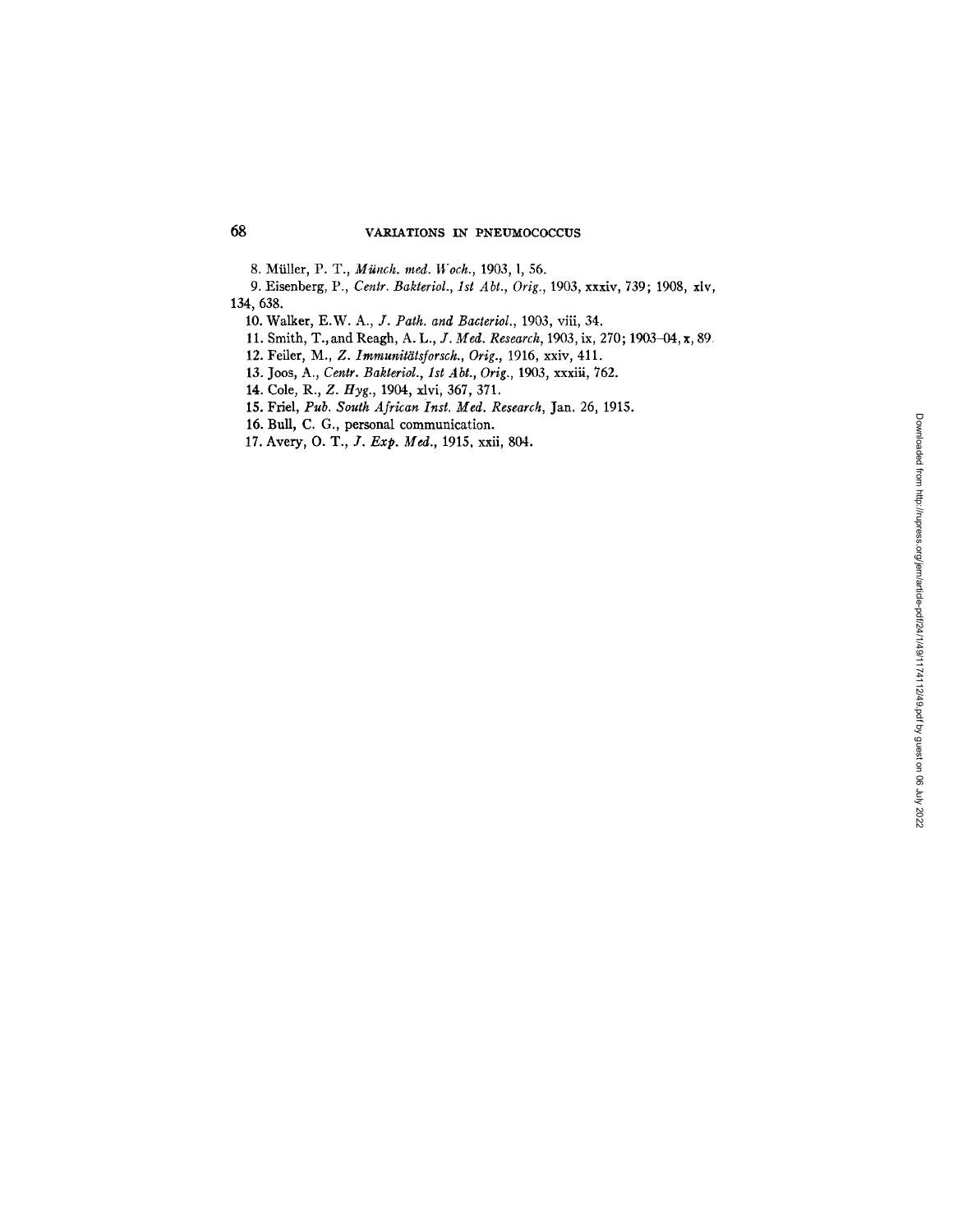8. Müller, P. T., *Münch. med. Woch.*, 1903, l, 56.

9. Eisenberg, P., *Centr. Bakteriol., 1st Abt., Orig.*, 1903, xxxiv, 739; 1908, xlv, 134, 638.

10. Walker, E.W. A., *J. Path. and Bacteriol.*, 1903, viii, 34.

11. Smith, T., and Reagh, A. L., *J. Med. Research*, 1903, ix, 270; 1903–04, x, 89.

12. Feiler, M., *Z. Immunitätsforsch., Orig.*, 1916, xxiv, 411.

13. Joos, A., *Centr. Bakteriol., 1st Abt., Orig.*, 1903, xxxiii, 762.

14. Cole, R., *Z. Hyg.*, 1904, xlvi, 367, 371.

15. Friel, *Pub. South African Inst. Med. Research*, Jan. 26, 1915.

16. Bull, C. G., personal communication.

17. Avery, O. T., *J. Exp. Med.*, 1915, xxii, 804.